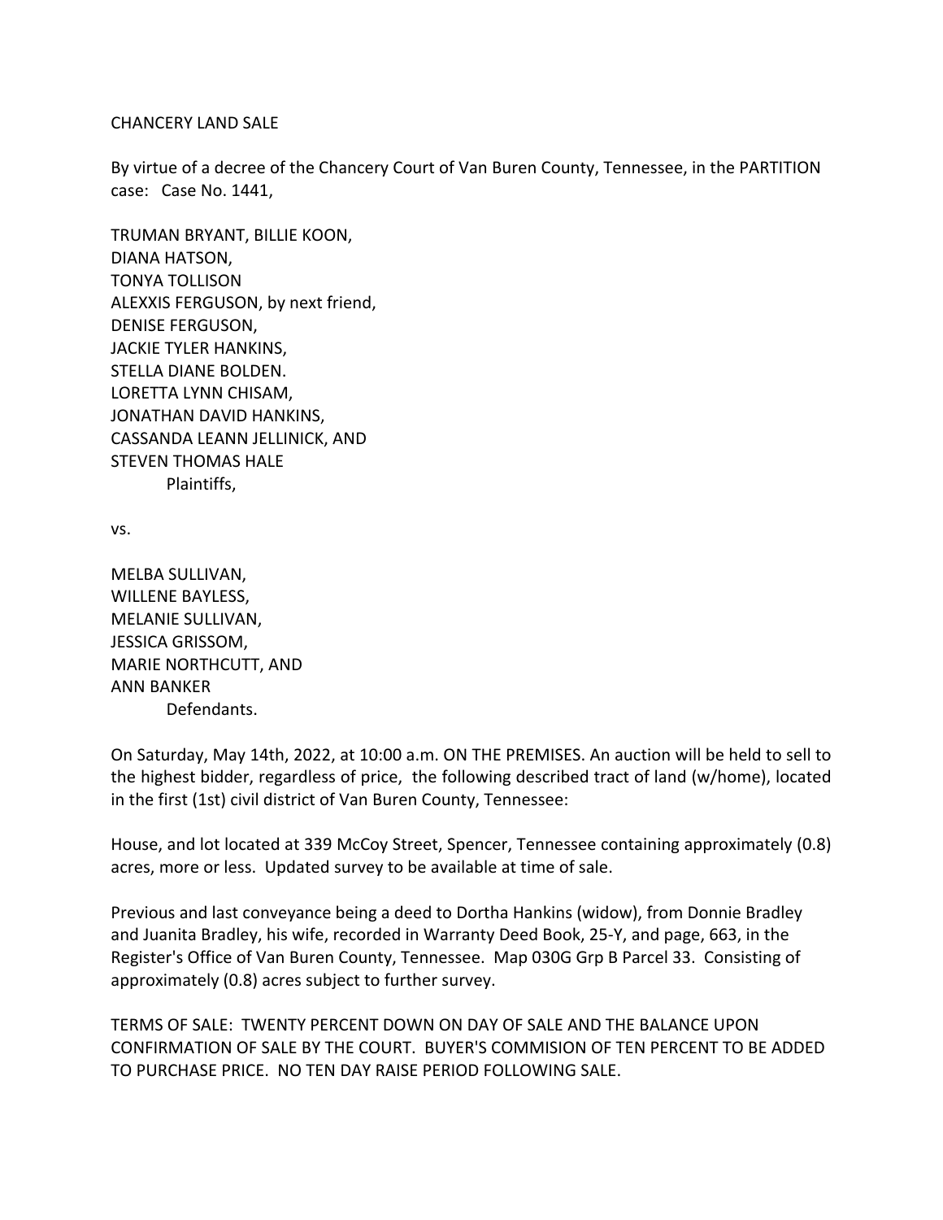CHANCERY LAND SALE

By virtue of a decree of the Chancery Court of Van Buren County, Tennessee, in the PARTITION case: Case No. 1441,

TRUMAN BRYANT, BILLIE KOON,
DIANA HATSON,
TONYA TOLLISON
ALEXXIS FERGUSON, by next friend,
DENISE FERGUSON,
JACKIE TYLER HANKINS,
STELLA DIANE BOLDEN.
LORETTA LYNN CHISAM,
JONATHAN DAVID HANKINS,
CASSANDA LEANN JELLINICK, AND
STEVEN THOMAS HALE
Plaintiffs,

vs.

MELBA SULLIVAN,
WILLENE BAYLESS,
MELANIE SULLIVAN,
JESSICA GRISSOM,
MARIE NORTHCUTT, AND
ANN BANKER
Defendants.

On Saturday, May 14th, 2022, at 10:00 a.m. ON THE PREMISES. An auction will be held to sell to the highest bidder, regardless of price, the following described tract of land (w/home), located in the first (1st) civil district of Van Buren County, Tennessee:

House, and lot located at 339 McCoy Street, Spencer, Tennessee containing approximately (0.8) acres, more or less. Updated survey to be available at time of sale.

Previous and last conveyance being a deed to Dortha Hankins (widow), from Donnie Bradley and Juanita Bradley, his wife, recorded in Warranty Deed Book, 25-Y, and page, 663, in the Register's Office of Van Buren County, Tennessee. Map 030G Grp B Parcel 33. Consisting of approximately (0.8) acres subject to further survey.

TERMS OF SALE: TWENTY PERCENT DOWN ON DAY OF SALE AND THE BALANCE UPON CONFIRMATION OF SALE BY THE COURT. BUYER'S COMMISION OF TEN PERCENT TO BE ADDED TO PURCHASE PRICE. NO TEN DAY RAISE PERIOD FOLLOWING SALE.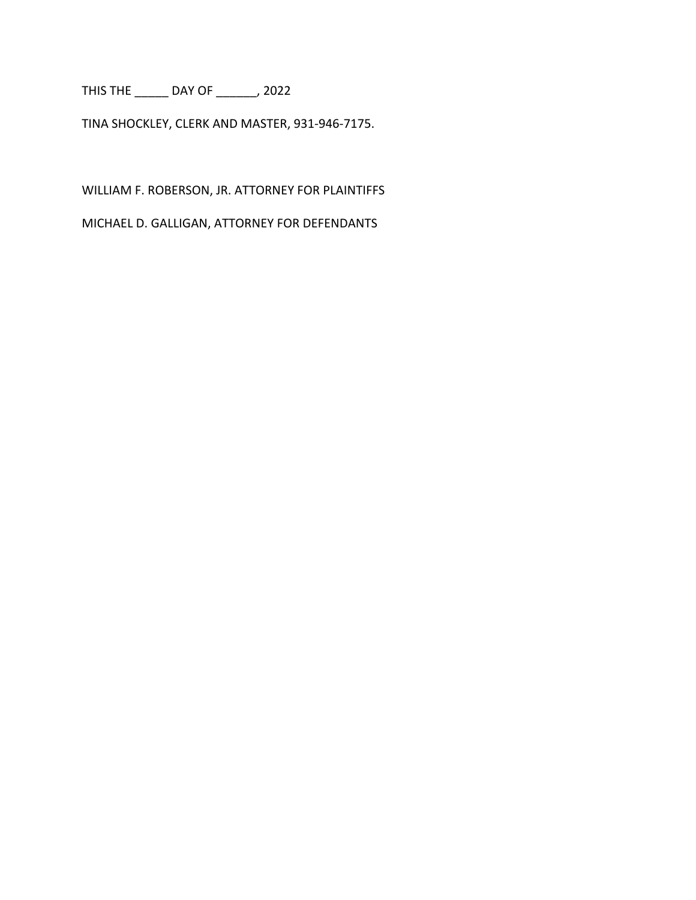THIS THE _____ DAY OF ______, 2022

TINA SHOCKLEY, CLERK AND MASTER, 931-946-7175.

WILLIAM F. ROBERSON, JR. ATTORNEY FOR PLAINTIFFS

MICHAEL D. GALLIGAN, ATTORNEY FOR DEFENDANTS